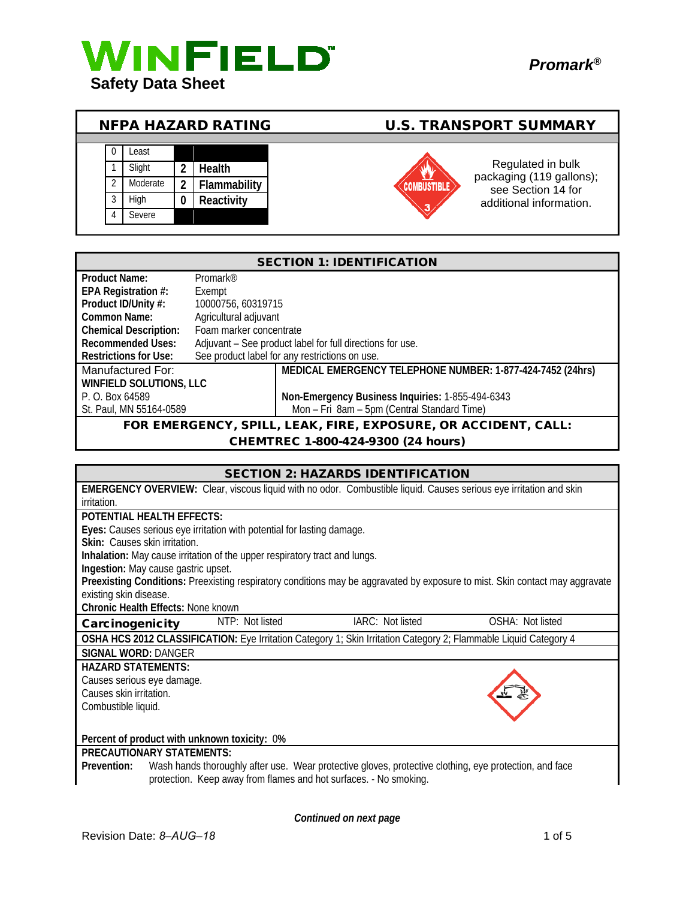# WINFIELD

**Safety Data Sheet**

***Promark®***

## NFPA HAZARD RATING

| | | | |
|---|---|---|---|
| 0 | Least | | |
| 1 | Slight | 2 | Health |
| 2 | Moderate | 2 | Flammability |
| 3 | High | 0 | Reactivity |
| 4 | Severe | | |

## U.S. TRANSPORT SUMMARY

COMBUSTIBLE 3

Regulated in bulk packaging (119 gallons); see Section 14 for additional information.

## SECTION 1: IDENTIFICATION

| | |
|---|---|
| **Product Name:** | Promark® |
| **EPA Registration #:** | Exempt |
| **Product ID/Unity #:** | 10000756, 60319715 |
| **Common Name:** | Agricultural adjuvant |
| **Chemical Description:** | Foam marker concentrate |
| **Recommended Uses:** | Adjuvant – See product label for full directions for use. |
| **Restrictions for Use:** | See product label for any restrictions on use. |

Manufactured For:
**WINFIELD SOLUTIONS, LLC**
P. O. Box 64589
St. Paul, MN 55164-0589

**MEDICAL EMERGENCY TELEPHONE NUMBER: 1-877-424-7452 (24hrs)**

**Non-Emergency Business Inquiries:** 1-855-494-6343
Mon – Fri 8am – 5pm (Central Standard Time)

**FOR EMERGENCY, SPILL, LEAK, FIRE, EXPOSURE, OR ACCIDENT, CALL:**
**CHEMTREC 1-800-424-9300 (24 hours)**

## SECTION 2: HAZARDS IDENTIFICATION

**EMERGENCY OVERVIEW:** Clear, viscous liquid with no odor. Combustible liquid. Causes serious eye irritation and skin irritation.

**POTENTIAL HEALTH EFFECTS:**
**Eyes:** Causes serious eye irritation with potential for lasting damage.
**Skin:** Causes skin irritation.
**Inhalation:** May cause irritation of the upper respiratory tract and lungs.
**Ingestion:** May cause gastric upset.
**Preexisting Conditions:** Preexisting respiratory conditions may be aggravated by exposure to mist. Skin contact may aggravate existing skin disease.
**Chronic Health Effects:** None known

| **Carcinogenicity** | NTP: Not listed | IARC: Not listed | OSHA: Not listed |
|---|---|---|---|

**OSHA HCS 2012 CLASSIFICATION:** Eye Irritation Category 1; Skin Irritation Category 2; Flammable Liquid Category 4

**SIGNAL WORD:** DANGER

**HAZARD STATEMENTS:**
Causes serious eye damage.
Causes skin irritation.
Combustible liquid.

**Percent of product with unknown toxicity:** 0%

**PRECAUTIONARY STATEMENTS:**
**Prevention:** Wash hands thoroughly after use. Wear protective gloves, protective clothing, eye protection, and face protection. Keep away from flames and hot surfaces. - No smoking.

***Continued on next page***

Revision Date: *8–AUG–18*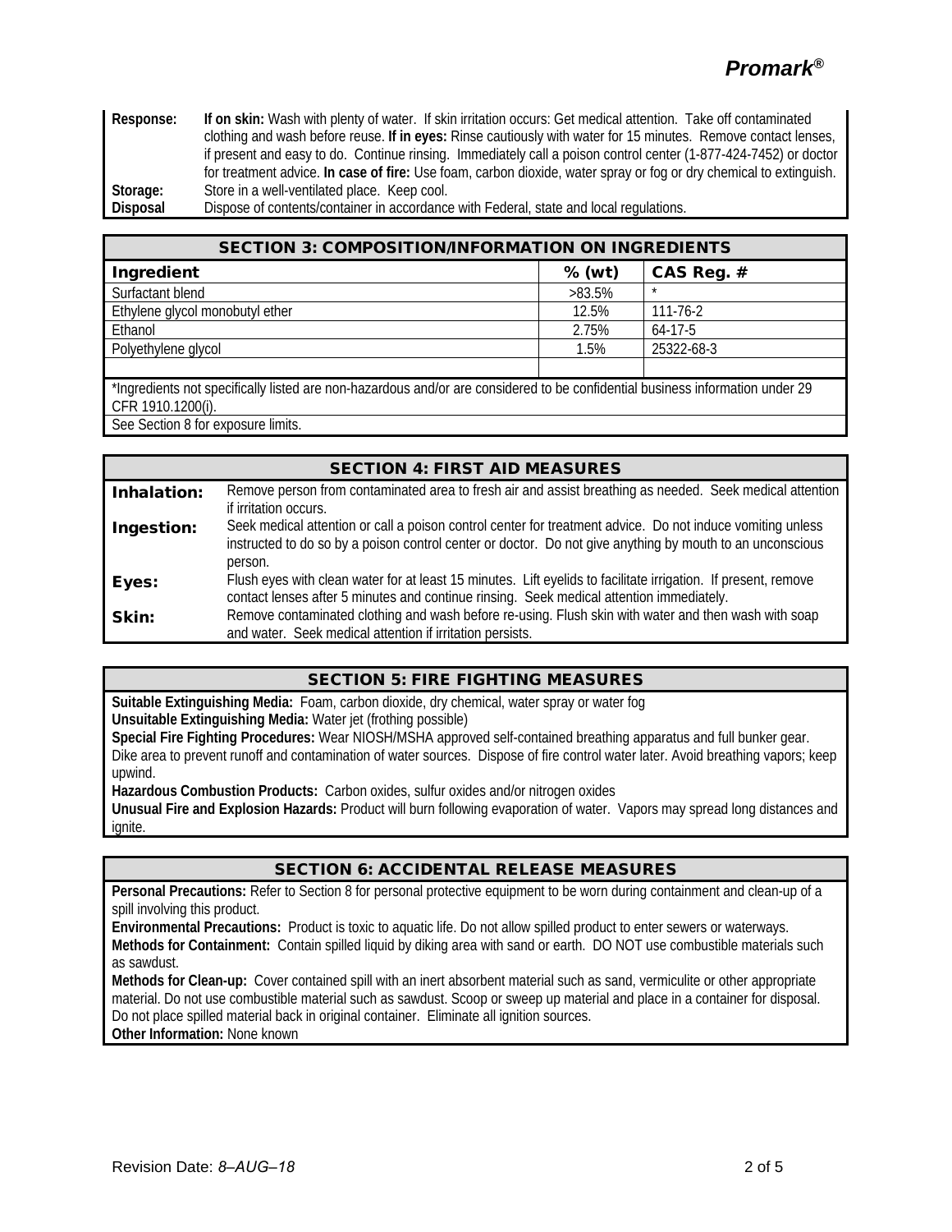| | |
|---|---|
| **Response:** | **If on skin:** Wash with plenty of water. If skin irritation occurs: Get medical attention. Take off contaminated clothing and wash before reuse. **If in eyes:** Rinse cautiously with water for 15 minutes. Remove contact lenses, if present and easy to do. Continue rinsing. Immediately call a poison control center (1-877-424-7452) or doctor for treatment advice. **In case of fire:** Use foam, carbon dioxide, water spray or fog or dry chemical to extinguish. |
| **Storage:** | Store in a well-ventilated place. Keep cool. |
| **Disposal** | Dispose of contents/container in accordance with Federal, state and local regulations. |

## SECTION 3: COMPOSITION/INFORMATION ON INGREDIENTS

| Ingredient | % (wt) | CAS Reg. # |
|---|---|---|
| Surfactant blend | >83.5% | * |
| Ethylene glycol monobutyl ether | 12.5% | 111-76-2 |
| Ethanol | 2.75% | 64-17-5 |
| Polyethylene glycol | 1.5% | 25322-68-3 |
| | | |

*Ingredients not specifically listed are non-hazardous and/or are considered to be confidential business information under 29 CFR 1910.1200(i).

See Section 8 for exposure limits.

## SECTION 4: FIRST AID MEASURES

| | |
|---|---|
| **Inhalation:** | Remove person from contaminated area to fresh air and assist breathing as needed. Seek medical attention if irritation occurs. |
| **Ingestion:** | Seek medical attention or call a poison control center for treatment advice. Do not induce vomiting unless instructed to do so by a poison control center or doctor. Do not give anything by mouth to an unconscious person. |
| **Eyes:** | Flush eyes with clean water for at least 15 minutes. Lift eyelids to facilitate irrigation. If present, remove contact lenses after 5 minutes and continue rinsing. Seek medical attention immediately. |
| **Skin:** | Remove contaminated clothing and wash before re-using. Flush skin with water and then wash with soap and water. Seek medical attention if irritation persists. |

## SECTION 5: FIRE FIGHTING MEASURES

**Suitable Extinguishing Media:** Foam, carbon dioxide, dry chemical, water spray or water fog

**Unsuitable Extinguishing Media:** Water jet (frothing possible)

**Special Fire Fighting Procedures:** Wear NIOSH/MSHA approved self-contained breathing apparatus and full bunker gear. Dike area to prevent runoff and contamination of water sources. Dispose of fire control water later. Avoid breathing vapors; keep upwind.

**Hazardous Combustion Products:** Carbon oxides, sulfur oxides and/or nitrogen oxides

**Unusual Fire and Explosion Hazards:** Product will burn following evaporation of water. Vapors may spread long distances and ignite.

## SECTION 6: ACCIDENTAL RELEASE MEASURES

**Personal Precautions:** Refer to Section 8 for personal protective equipment to be worn during containment and clean-up of a spill involving this product.

**Environmental Precautions:** Product is toxic to aquatic life. Do not allow spilled product to enter sewers or waterways.

**Methods for Containment:** Contain spilled liquid by diking area with sand or earth. DO NOT use combustible materials such as sawdust.

**Methods for Clean-up:** Cover contained spill with an inert absorbent material such as sand, vermiculite or other appropriate material. Do not use combustible material such as sawdust. Scoop or sweep up material and place in a container for disposal. Do not place spilled material back in original container. Eliminate all ignition sources.

**Other Information:** None known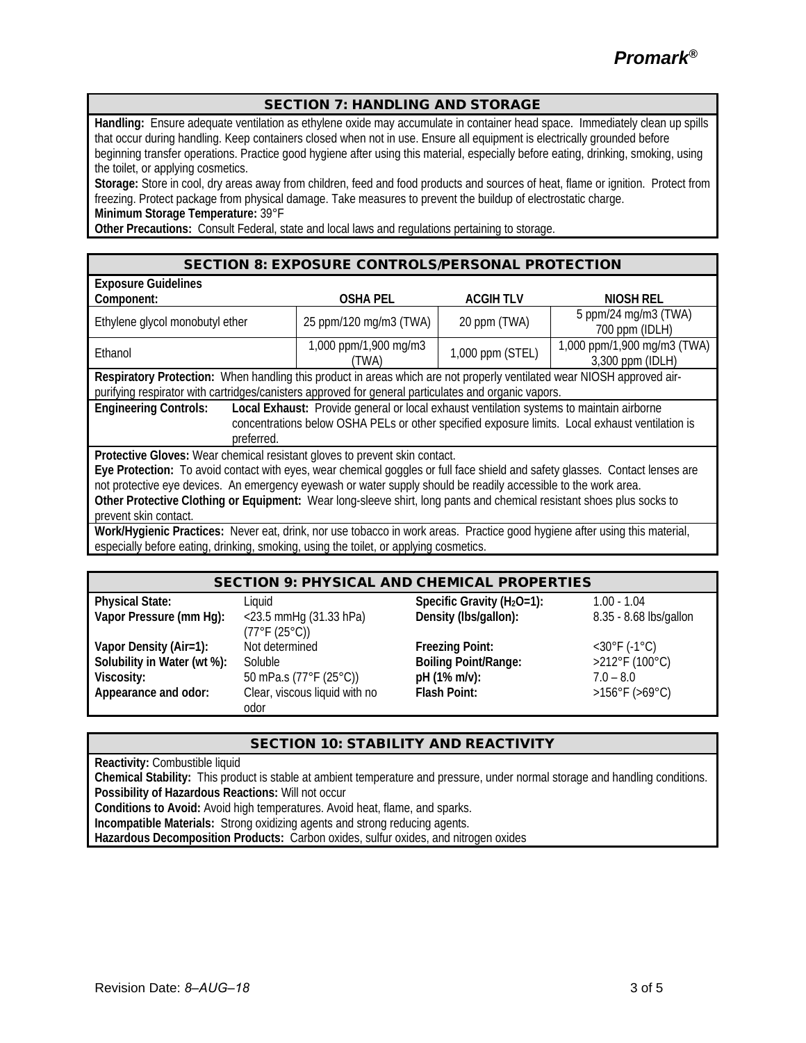## SECTION 7: HANDLING AND STORAGE

**Handling:** Ensure adequate ventilation as ethylene oxide may accumulate in container head space. Immediately clean up spills that occur during handling. Keep containers closed when not in use. Ensure all equipment is electrically grounded before beginning transfer operations. Practice good hygiene after using this material, especially before eating, drinking, smoking, using the toilet, or applying cosmetics.

**Storage:** Store in cool, dry areas away from children, feed and food products and sources of heat, flame or ignition. Protect from freezing. Protect package from physical damage. Take measures to prevent the buildup of electrostatic charge.

**Minimum Storage Temperature:** 39°F

**Other Precautions:** Consult Federal, state and local laws and regulations pertaining to storage.

## SECTION 8: EXPOSURE CONTROLS/PERSONAL PROTECTION

**Exposure Guidelines**

| Component: | OSHA PEL | ACGIH TLV | NIOSH REL |
|---|---|---|---|
| Ethylene glycol monobutyl ether | 25 ppm/120 mg/m3 (TWA) | 20 ppm (TWA) | 5 ppm/24 mg/m3 (TWA) 700 ppm (IDLH) |
| Ethanol | 1,000 ppm/1,900 mg/m3 (TWA) | 1,000 ppm (STEL) | 1,000 ppm/1,900 mg/m3 (TWA) 3,300 ppm (IDLH) |

**Respiratory Protection:** When handling this product in areas which are not properly ventilated wear NIOSH approved air-purifying respirator with cartridges/canisters approved for general particulates and organic vapors.

**Engineering Controls:** **Local Exhaust:** Provide general or local exhaust ventilation systems to maintain airborne concentrations below OSHA PELs or other specified exposure limits. Local exhaust ventilation is preferred.

**Protective Gloves:** Wear chemical resistant gloves to prevent skin contact.

**Eye Protection:** To avoid contact with eyes, wear chemical goggles or full face shield and safety glasses. Contact lenses are not protective eye devices. An emergency eyewash or water supply should be readily accessible to the work area.

**Other Protective Clothing or Equipment:** Wear long-sleeve shirt, long pants and chemical resistant shoes plus socks to prevent skin contact.

**Work/Hygienic Practices:** Never eat, drink, nor use tobacco in work areas. Practice good hygiene after using this material, especially before eating, drinking, smoking, using the toilet, or applying cosmetics.

## SECTION 9: PHYSICAL AND CHEMICAL PROPERTIES

| | | | |
|---|---|---|---|
| **Physical State:** | Liquid | **Specific Gravity ($H_2O$=1):** | 1.00 - 1.04 |
| **Vapor Pressure (mm Hg):** | <23.5 mmHg (31.33 hPa) (77°F (25°C)) | **Density (lbs/gallon):** | 8.35 - 8.68 lbs/gallon |
| **Vapor Density (Air=1):** | Not determined | **Freezing Point:** | <30°F (-1°C) |
| **Solubility in Water (wt %):** | Soluble | **Boiling Point/Range:** | >212°F (100°C) |
| **Viscosity:** | 50 mPa.s (77°F (25°C)) | **pH (1% m/v):** | 7.0 – 8.0 |
| **Appearance and odor:** | Clear, viscous liquid with no odor | **Flash Point:** | >156°F (>69°C) |

## SECTION 10: STABILITY AND REACTIVITY

**Reactivity:** Combustible liquid

**Chemical Stability:** This product is stable at ambient temperature and pressure, under normal storage and handling conditions.

**Possibility of Hazardous Reactions:** Will not occur

**Conditions to Avoid:** Avoid high temperatures. Avoid heat, flame, and sparks.

**Incompatible Materials:** Strong oxidizing agents and strong reducing agents.

**Hazardous Decomposition Products:** Carbon oxides, sulfur oxides, and nitrogen oxides

Revision Date: *8–AUG–18*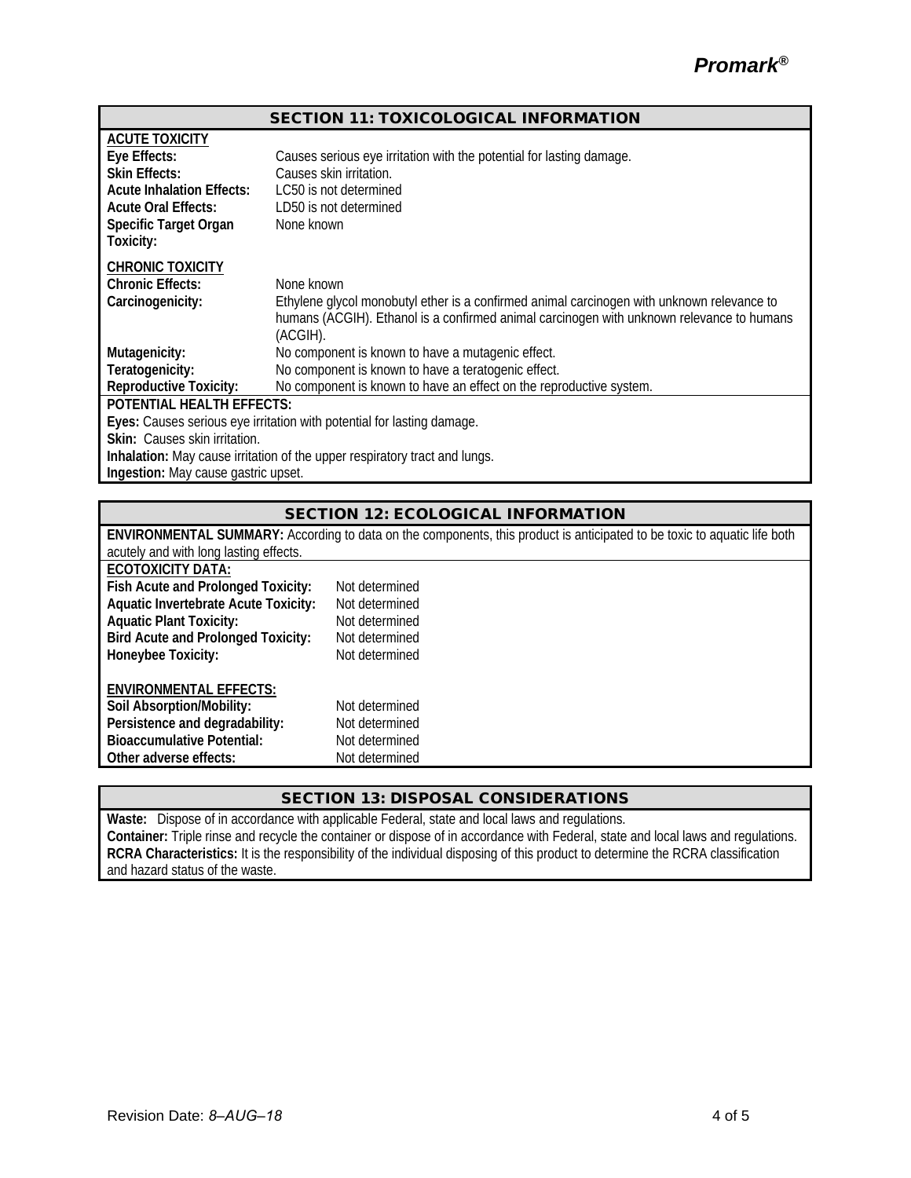## SECTION 11: TOXICOLOGICAL INFORMATION

**ACUTE TOXICITY**

| | |
|---|---|
| **Eye Effects:** | Causes serious eye irritation with the potential for lasting damage. |
| **Skin Effects:** | Causes skin irritation. |
| **Acute Inhalation Effects:** | LC50 is not determined |
| **Acute Oral Effects:** | LD50 is not determined |
| **Specific Target Organ Toxicity:** | None known |

**CHRONIC TOXICITY**

| | |
|---|---|
| **Chronic Effects:** | None known |
| **Carcinogenicity:** | Ethylene glycol monobutyl ether is a confirmed animal carcinogen with unknown relevance to humans (ACGIH). Ethanol is a confirmed animal carcinogen with unknown relevance to humans (ACGIH). |
| **Mutagenicity:** | No component is known to have a mutagenic effect. |
| **Teratogenicity:** | No component is known to have a teratogenic effect. |
| **Reproductive Toxicity:** | No component is known to have an effect on the reproductive system. |

**POTENTIAL HEALTH EFFECTS:**

**Eyes:** Causes serious eye irritation with potential for lasting damage.

**Skin:** Causes skin irritation.

**Inhalation:** May cause irritation of the upper respiratory tract and lungs.

**Ingestion:** May cause gastric upset.

## SECTION 12: ECOLOGICAL INFORMATION

**ENVIRONMENTAL SUMMARY:** According to data on the components, this product is anticipated to be toxic to aquatic life both acutely and with long lasting effects.

**ECOTOXICITY DATA:**

| | |
|---|---|
| **Fish Acute and Prolonged Toxicity:** | Not determined |
| **Aquatic Invertebrate Acute Toxicity:** | Not determined |
| **Aquatic Plant Toxicity:** | Not determined |
| **Bird Acute and Prolonged Toxicity:** | Not determined |
| **Honeybee Toxicity:** | Not determined |

**ENVIRONMENTAL EFFECTS:**

| | |
|---|---|
| **Soil Absorption/Mobility:** | Not determined |
| **Persistence and degradability:** | Not determined |
| **Bioaccumulative Potential:** | Not determined |
| **Other adverse effects:** | Not determined |

## SECTION 13: DISPOSAL CONSIDERATIONS

**Waste:** Dispose of in accordance with applicable Federal, state and local laws and regulations.

**Container:** Triple rinse and recycle the container or dispose of in accordance with Federal, state and local laws and regulations.

**RCRA Characteristics:** It is the responsibility of the individual disposing of this product to determine the RCRA classification and hazard status of the waste.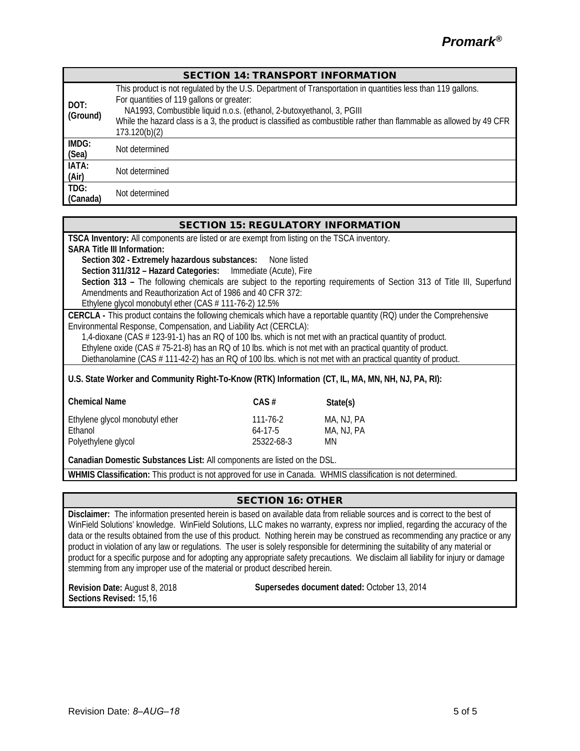## SECTION 14: TRANSPORT INFORMATION

| | |
|---|---|
| **DOT: (Ground)** | This product is not regulated by the U.S. Department of Transportation in quantities less than 119 gallons. For quantities of 119 gallons or greater: NA1993, Combustible liquid n.o.s. (ethanol, 2-butoxyethanol, 3, PGIII While the hazard class is a 3, the product is classified as combustible rather than flammable as allowed by 49 CFR 173.120(b)(2) |
| **IMDG: (Sea)** | Not determined |
| **IATA: (Air)** | Not determined |
| **TDG: (Canada)** | Not determined |

## SECTION 15: REGULATORY INFORMATION

**TSCA Inventory:** All components are listed or are exempt from listing on the TSCA inventory.

**SARA Title III Information:**

**Section 302 - Extremely hazardous substances:** None listed

**Section 311/312 – Hazard Categories:** Immediate (Acute), Fire

**Section 313 –** The following chemicals are subject to the reporting requirements of Section 313 of Title III, Superfund Amendments and Reauthorization Act of 1986 and 40 CFR 372:

Ethylene glycol monobutyl ether (CAS # 111-76-2) 12.5%

**CERCLA -** This product contains the following chemicals which have a reportable quantity (RQ) under the Comprehensive Environmental Response, Compensation, and Liability Act (CERCLA):

1,4-dioxane (CAS # 123-91-1) has an RQ of 100 lbs. which is not met with an practical quantity of product.
Ethylene oxide (CAS # 75-21-8) has an RQ of 10 lbs. which is not met with an practical quantity of product.
Diethanolamine (CAS # 111-42-2) has an RQ of 100 lbs. which is not met with an practical quantity of product.

**U.S. State Worker and Community Right-To-Know (RTK) Information (CT, IL, MA, MN, NH, NJ, PA, RI):**

| Chemical Name | CAS # | State(s) |
|---|---|---|
| Ethylene glycol monobutyl ether | 111-76-2 | MA, NJ, PA |
| Ethanol | 64-17-5 | MA, NJ, PA |
| Polyethylene glycol | 25322-68-3 | MN |

**Canadian Domestic Substances List:** All components are listed on the DSL.

**WHMIS Classification:** This product is not approved for use in Canada. WHMIS classification is not determined.

## SECTION 16: OTHER

**Disclaimer:** The information presented herein is based on available data from reliable sources and is correct to the best of WinField Solutions' knowledge. WinField Solutions, LLC makes no warranty, express nor implied, regarding the accuracy of the data or the results obtained from the use of this product. Nothing herein may be construed as recommending any practice or any product in violation of any law or regulations. The user is solely responsible for determining the suitability of any material or product for a specific purpose and for adopting any appropriate safety precautions. We disclaim all liability for injury or damage stemming from any improper use of the material or product described herein.

**Revision Date:** August 8, 2018
**Sections Revised:** 15,16

**Supersedes document dated:** October 13, 2014